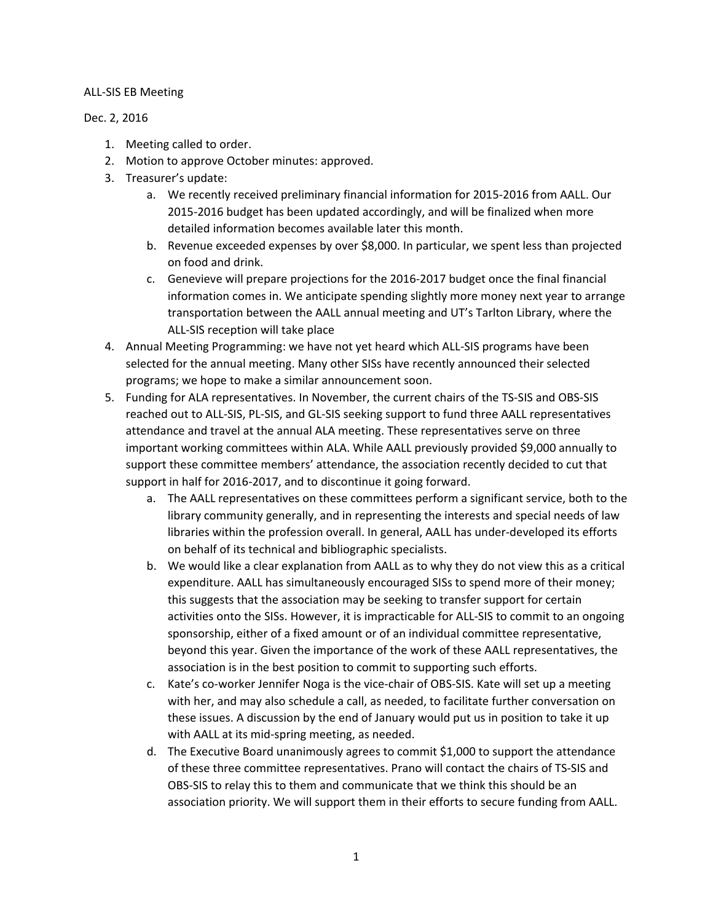ALL-SIS EB Meeting

Dec. 2, 2016

1. Meeting called to order.
2. Motion to approve October minutes: approved.
3. Treasurer's update:
   a. We recently received preliminary financial information for 2015-2016 from AALL. Our 2015-2016 budget has been updated accordingly, and will be finalized when more detailed information becomes available later this month.
   b. Revenue exceeded expenses by over $8,000. In particular, we spent less than projected on food and drink.
   c. Genevieve will prepare projections for the 2016-2017 budget once the final financial information comes in. We anticipate spending slightly more money next year to arrange transportation between the AALL annual meeting and UT's Tarlton Library, where the ALL-SIS reception will take place
4. Annual Meeting Programming: we have not yet heard which ALL-SIS programs have been selected for the annual meeting. Many other SISs have recently announced their selected programs; we hope to make a similar announcement soon.
5. Funding for ALA representatives. In November, the current chairs of the TS-SIS and OBS-SIS reached out to ALL-SIS, PL-SIS, and GL-SIS seeking support to fund three AALL representatives attendance and travel at the annual ALA meeting. These representatives serve on three important working committees within ALA. While AALL previously provided $9,000 annually to support these committee members' attendance, the association recently decided to cut that support in half for 2016-2017, and to discontinue it going forward.
   a. The AALL representatives on these committees perform a significant service, both to the library community generally, and in representing the interests and special needs of law libraries within the profession overall. In general, AALL has under-developed its efforts on behalf of its technical and bibliographic specialists.
   b. We would like a clear explanation from AALL as to why they do not view this as a critical expenditure. AALL has simultaneously encouraged SISs to spend more of their money; this suggests that the association may be seeking to transfer support for certain activities onto the SISs. However, it is impracticable for ALL-SIS to commit to an ongoing sponsorship, either of a fixed amount or of an individual committee representative, beyond this year. Given the importance of the work of these AALL representatives, the association is in the best position to commit to supporting such efforts.
   c. Kate's co-worker Jennifer Noga is the vice-chair of OBS-SIS. Kate will set up a meeting with her, and may also schedule a call, as needed, to facilitate further conversation on these issues. A discussion by the end of January would put us in position to take it up with AALL at its mid-spring meeting, as needed.
   d. The Executive Board unanimously agrees to commit $1,000 to support the attendance of these three committee representatives. Prano will contact the chairs of TS-SIS and OBS-SIS to relay this to them and communicate that we think this should be an association priority. We will support them in their efforts to secure funding from AALL.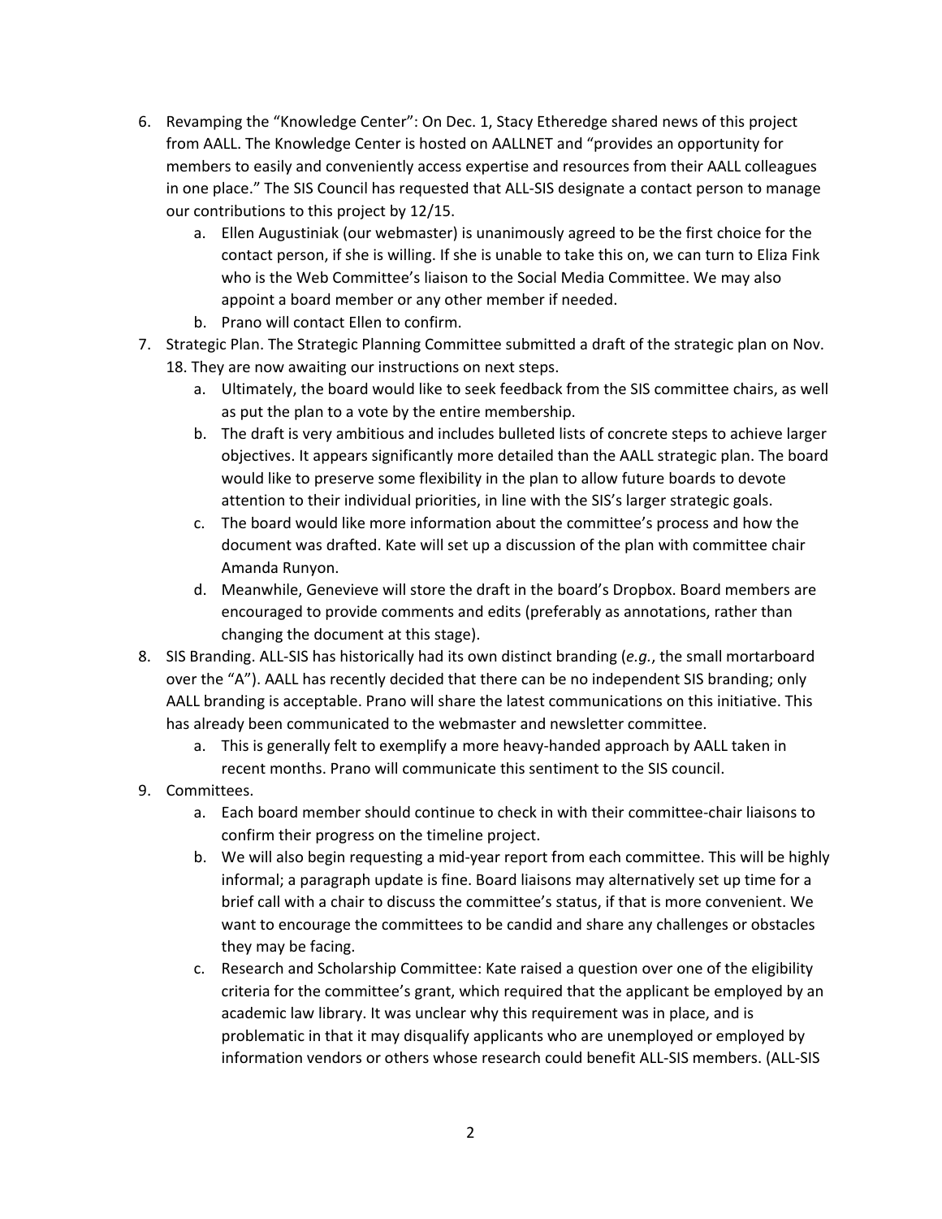6. Revamping the "Knowledge Center": On Dec. 1, Stacy Etheredge shared news of this project from AALL. The Knowledge Center is hosted on AALLNET and "provides an opportunity for members to easily and conveniently access expertise and resources from their AALL colleagues in one place." The SIS Council has requested that ALL-SIS designate a contact person to manage our contributions to this project by 12/15.
    a. Ellen Augustiniak (our webmaster) is unanimously agreed to be the first choice for the contact person, if she is willing. If she is unable to take this on, we can turn to Eliza Fink who is the Web Committee's liaison to the Social Media Committee. We may also appoint a board member or any other member if needed.
    b. Prano will contact Ellen to confirm.
7. Strategic Plan. The Strategic Planning Committee submitted a draft of the strategic plan on Nov. 18. They are now awaiting our instructions on next steps.
    a. Ultimately, the board would like to seek feedback from the SIS committee chairs, as well as put the plan to a vote by the entire membership.
    b. The draft is very ambitious and includes bulleted lists of concrete steps to achieve larger objectives. It appears significantly more detailed than the AALL strategic plan. The board would like to preserve some flexibility in the plan to allow future boards to devote attention to their individual priorities, in line with the SIS's larger strategic goals.
    c. The board would like more information about the committee's process and how the document was drafted. Kate will set up a discussion of the plan with committee chair Amanda Runyon.
    d. Meanwhile, Genevieve will store the draft in the board's Dropbox. Board members are encouraged to provide comments and edits (preferably as annotations, rather than changing the document at this stage).
8. SIS Branding. ALL-SIS has historically had its own distinct branding (*e.g.*, the small mortarboard over the "A"). AALL has recently decided that there can be no independent SIS branding; only AALL branding is acceptable. Prano will share the latest communications on this initiative. This has already been communicated to the webmaster and newsletter committee.
    a. This is generally felt to exemplify a more heavy-handed approach by AALL taken in recent months. Prano will communicate this sentiment to the SIS council.
9. Committees.
    a. Each board member should continue to check in with their committee-chair liaisons to confirm their progress on the timeline project.
    b. We will also begin requesting a mid-year report from each committee. This will be highly informal; a paragraph update is fine. Board liaisons may alternatively set up time for a brief call with a chair to discuss the committee's status, if that is more convenient. We want to encourage the committees to be candid and share any challenges or obstacles they may be facing.
    c. Research and Scholarship Committee: Kate raised a question over one of the eligibility criteria for the committee's grant, which required that the applicant be employed by an academic law library. It was unclear why this requirement was in place, and is problematic in that it may disqualify applicants who are unemployed or employed by information vendors or others whose research could benefit ALL-SIS members. (ALL-SIS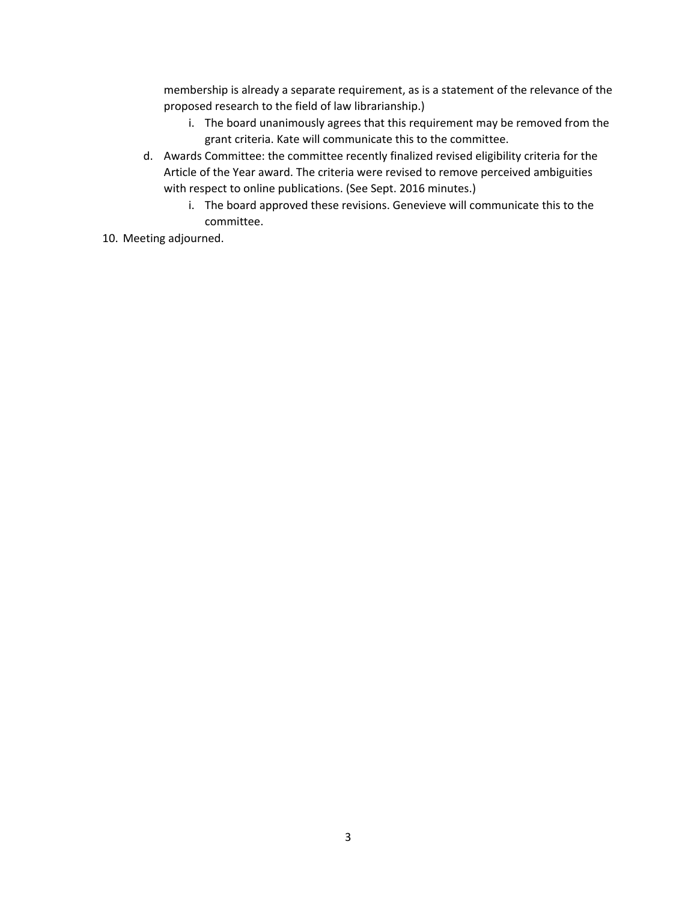membership is already a separate requirement, as is a statement of the relevance of the proposed research to the field of law librarianship.)

        i. The board unanimously agrees that this requirement may be removed from the grant criteria. Kate will communicate this to the committee.

   d. Awards Committee: the committee recently finalized revised eligibility criteria for the Article of the Year award. The criteria were revised to remove perceived ambiguities with respect to online publications. (See Sept. 2016 minutes.)

        i. The board approved these revisions. Genevieve will communicate this to the committee.

10. Meeting adjourned.